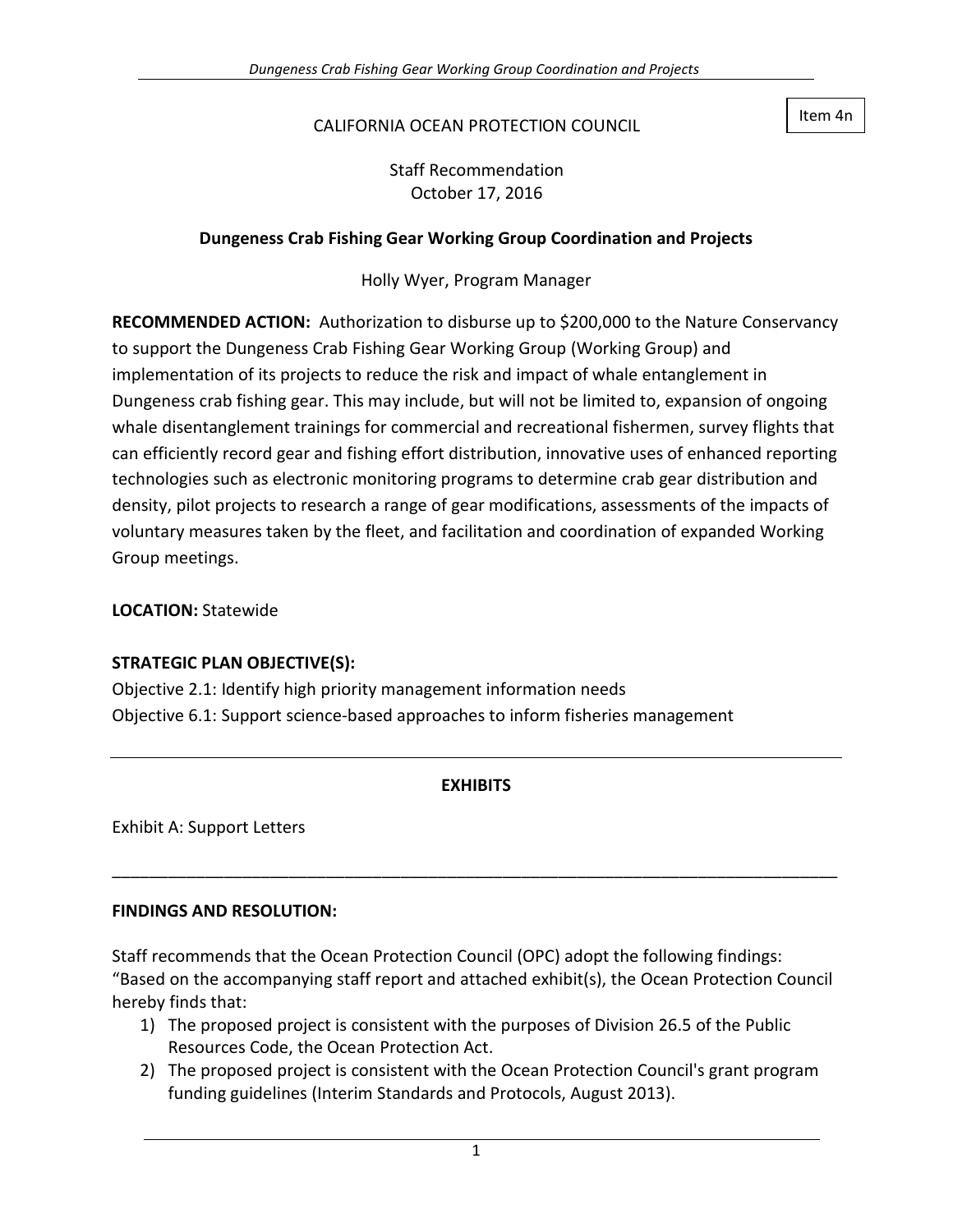Item 4n

CALIFORNIA OCEAN PROTECTION COUNCIL

Staff Recommendation
October 17, 2016

**Dungeness Crab Fishing Gear Working Group Coordination and Projects**

Holly Wyer, Program Manager

**RECOMMENDED ACTION:** Authorization to disburse up to $200,000 to the Nature Conservancy to support the Dungeness Crab Fishing Gear Working Group (Working Group) and implementation of its projects to reduce the risk and impact of whale entanglement in Dungeness crab fishing gear. This may include, but will not be limited to, expansion of ongoing whale disentanglement trainings for commercial and recreational fishermen, survey flights that can efficiently record gear and fishing effort distribution, innovative uses of enhanced reporting technologies such as electronic monitoring programs to determine crab gear distribution and density, pilot projects to research a range of gear modifications, assessments of the impacts of voluntary measures taken by the fleet, and facilitation and coordination of expanded Working Group meetings.

**LOCATION:** Statewide

**STRATEGIC PLAN OBJECTIVE(S):**
Objective 2.1: Identify high priority management information needs
Objective 6.1: Support science-based approaches to inform fisheries management

---

**EXHIBITS**

Exhibit A: Support Letters

---

**FINDINGS AND RESOLUTION:**

Staff recommends that the Ocean Protection Council (OPC) adopt the following findings:
"Based on the accompanying staff report and attached exhibit(s), the Ocean Protection Council hereby finds that:

1) The proposed project is consistent with the purposes of Division 26.5 of the Public Resources Code, the Ocean Protection Act.
2) The proposed project is consistent with the Ocean Protection Council's grant program funding guidelines (Interim Standards and Protocols, August 2013).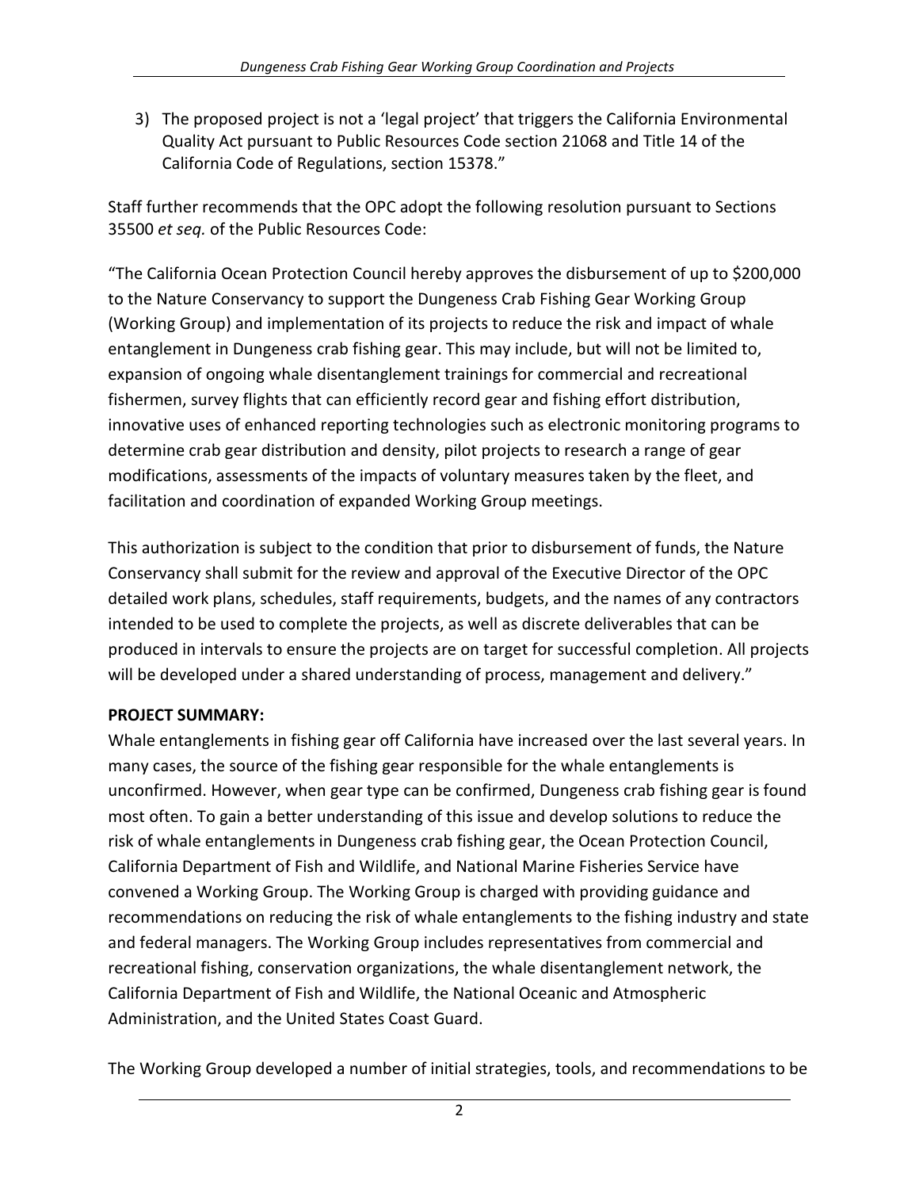3) The proposed project is not a 'legal project' that triggers the California Environmental Quality Act pursuant to Public Resources Code section 21068 and Title 14 of the California Code of Regulations, section 15378."

Staff further recommends that the OPC adopt the following resolution pursuant to Sections 35500 *et seq.* of the Public Resources Code:

"The California Ocean Protection Council hereby approves the disbursement of up to $200,000 to the Nature Conservancy to support the Dungeness Crab Fishing Gear Working Group (Working Group) and implementation of its projects to reduce the risk and impact of whale entanglement in Dungeness crab fishing gear. This may include, but will not be limited to, expansion of ongoing whale disentanglement trainings for commercial and recreational fishermen, survey flights that can efficiently record gear and fishing effort distribution, innovative uses of enhanced reporting technologies such as electronic monitoring programs to determine crab gear distribution and density, pilot projects to research a range of gear modifications, assessments of the impacts of voluntary measures taken by the fleet, and facilitation and coordination of expanded Working Group meetings.

This authorization is subject to the condition that prior to disbursement of funds, the Nature Conservancy shall submit for the review and approval of the Executive Director of the OPC detailed work plans, schedules, staff requirements, budgets, and the names of any contractors intended to be used to complete the projects, as well as discrete deliverables that can be produced in intervals to ensure the projects are on target for successful completion. All projects will be developed under a shared understanding of process, management and delivery."

**PROJECT SUMMARY:**

Whale entanglements in fishing gear off California have increased over the last several years. In many cases, the source of the fishing gear responsible for the whale entanglements is unconfirmed. However, when gear type can be confirmed, Dungeness crab fishing gear is found most often. To gain a better understanding of this issue and develop solutions to reduce the risk of whale entanglements in Dungeness crab fishing gear, the Ocean Protection Council, California Department of Fish and Wildlife, and National Marine Fisheries Service have convened a Working Group. The Working Group is charged with providing guidance and recommendations on reducing the risk of whale entanglements to the fishing industry and state and federal managers. The Working Group includes representatives from commercial and recreational fishing, conservation organizations, the whale disentanglement network, the California Department of Fish and Wildlife, the National Oceanic and Atmospheric Administration, and the United States Coast Guard.

The Working Group developed a number of initial strategies, tools, and recommendations to be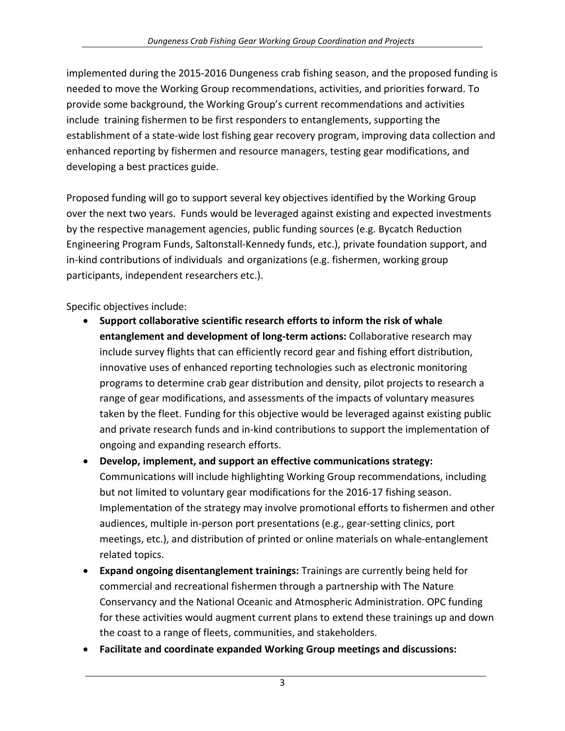implemented during the 2015-2016 Dungeness crab fishing season, and the proposed funding is needed to move the Working Group recommendations, activities, and priorities forward. To provide some background, the Working Group's current recommendations and activities include training fishermen to be first responders to entanglements, supporting the establishment of a state-wide lost fishing gear recovery program, improving data collection and enhanced reporting by fishermen and resource managers, testing gear modifications, and developing a best practices guide.

Proposed funding will go to support several key objectives identified by the Working Group over the next two years. Funds would be leveraged against existing and expected investments by the respective management agencies, public funding sources (e.g. Bycatch Reduction Engineering Program Funds, Saltonstall-Kennedy funds, etc.), private foundation support, and in-kind contributions of individuals and organizations (e.g. fishermen, working group participants, independent researchers etc.).

Specific objectives include:

- **Support collaborative scientific research efforts to inform the risk of whale entanglement and development of long-term actions:** Collaborative research may include survey flights that can efficiently record gear and fishing effort distribution, innovative uses of enhanced reporting technologies such as electronic monitoring programs to determine crab gear distribution and density, pilot projects to research a range of gear modifications, and assessments of the impacts of voluntary measures taken by the fleet. Funding for this objective would be leveraged against existing public and private research funds and in-kind contributions to support the implementation of ongoing and expanding research efforts.
- **Develop, implement, and support an effective communications strategy:** Communications will include highlighting Working Group recommendations, including but not limited to voluntary gear modifications for the 2016-17 fishing season. Implementation of the strategy may involve promotional efforts to fishermen and other audiences, multiple in-person port presentations (e.g., gear-setting clinics, port meetings, etc.), and distribution of printed or online materials on whale-entanglement related topics.
- **Expand ongoing disentanglement trainings:** Trainings are currently being held for commercial and recreational fishermen through a partnership with The Nature Conservancy and the National Oceanic and Atmospheric Administration. OPC funding for these activities would augment current plans to extend these trainings up and down the coast to a range of fleets, communities, and stakeholders.
- **Facilitate and coordinate expanded Working Group meetings and discussions:**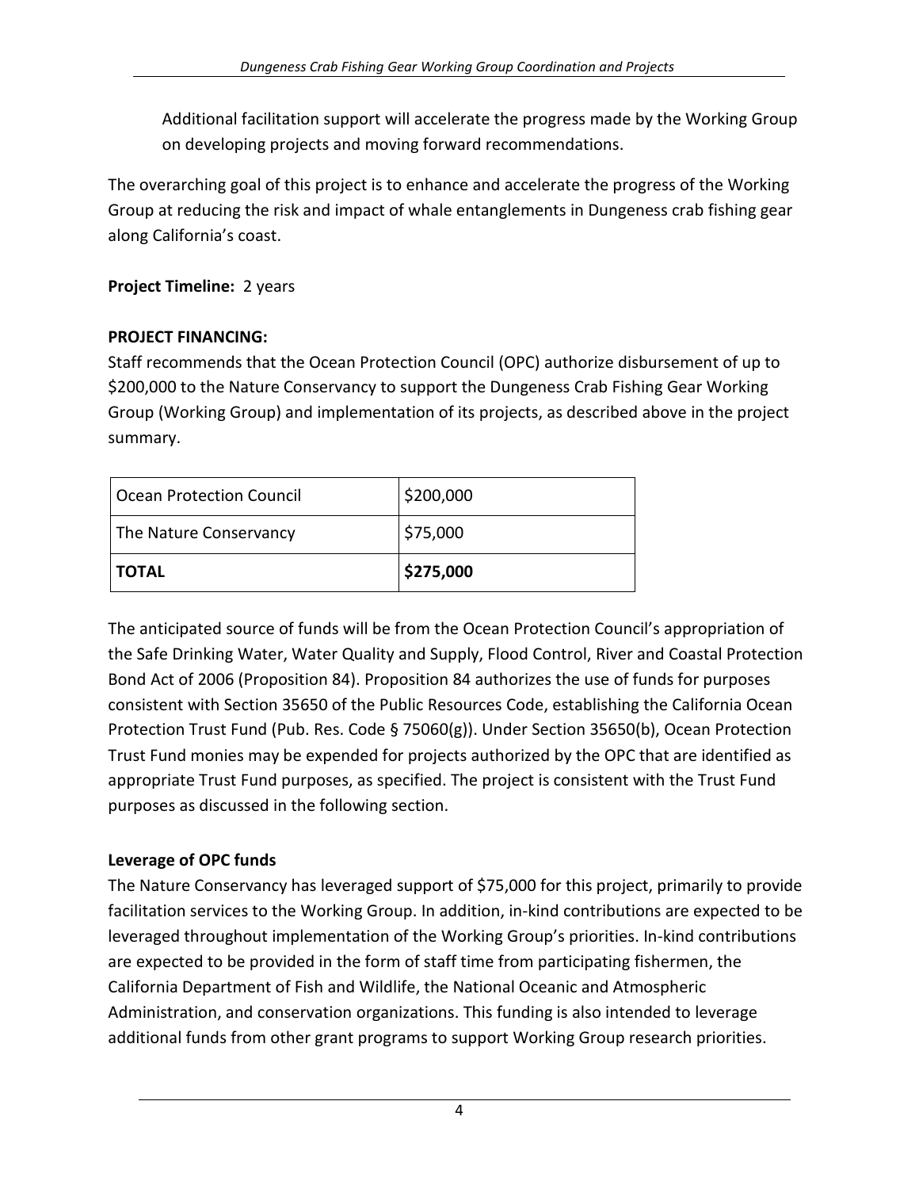Additional facilitation support will accelerate the progress made by the Working Group on developing projects and moving forward recommendations.

The overarching goal of this project is to enhance and accelerate the progress of the Working Group at reducing the risk and impact of whale entanglements in Dungeness crab fishing gear along California's coast.

**Project Timeline:** 2 years

**PROJECT FINANCING:**

Staff recommends that the Ocean Protection Council (OPC) authorize disbursement of up to $200,000 to the Nature Conservancy to support the Dungeness Crab Fishing Gear Working Group (Working Group) and implementation of its projects, as described above in the project summary.

| Ocean Protection Council | $200,000 |
|---|---|
| The Nature Conservancy | $75,000 |
| **TOTAL** | **$275,000** |

The anticipated source of funds will be from the Ocean Protection Council's appropriation of the Safe Drinking Water, Water Quality and Supply, Flood Control, River and Coastal Protection Bond Act of 2006 (Proposition 84). Proposition 84 authorizes the use of funds for purposes consistent with Section 35650 of the Public Resources Code, establishing the California Ocean Protection Trust Fund (Pub. Res. Code § 75060(g)). Under Section 35650(b), Ocean Protection Trust Fund monies may be expended for projects authorized by the OPC that are identified as appropriate Trust Fund purposes, as specified. The project is consistent with the Trust Fund purposes as discussed in the following section.

**Leverage of OPC funds**

The Nature Conservancy has leveraged support of $75,000 for this project, primarily to provide facilitation services to the Working Group. In addition, in-kind contributions are expected to be leveraged throughout implementation of the Working Group's priorities. In-kind contributions are expected to be provided in the form of staff time from participating fishermen, the California Department of Fish and Wildlife, the National Oceanic and Atmospheric Administration, and conservation organizations. This funding is also intended to leverage additional funds from other grant programs to support Working Group research priorities.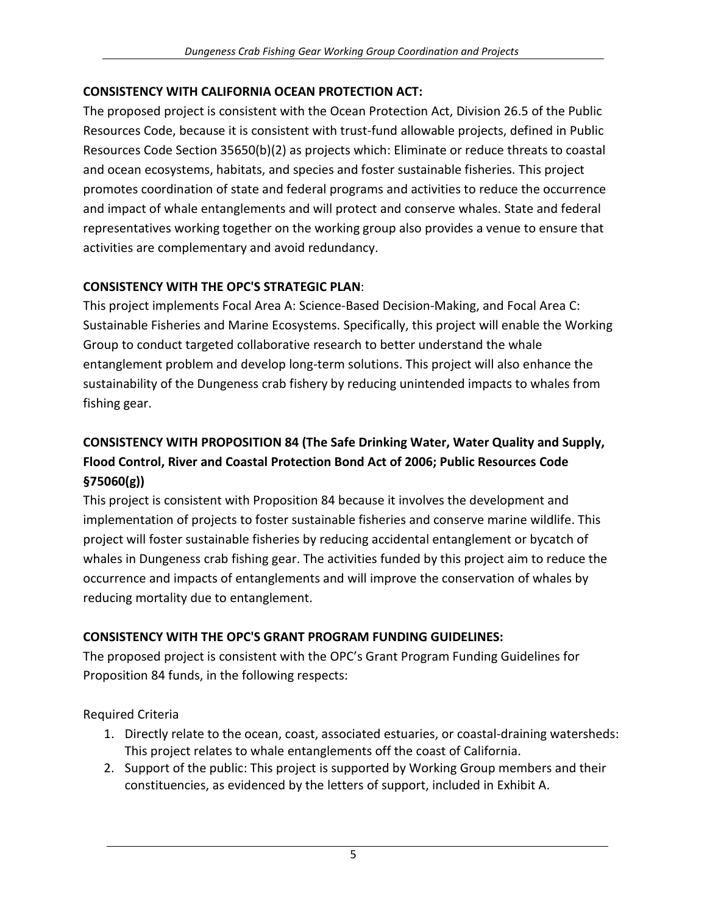**CONSISTENCY WITH CALIFORNIA OCEAN PROTECTION ACT:**

The proposed project is consistent with the Ocean Protection Act, Division 26.5 of the Public Resources Code, because it is consistent with trust-fund allowable projects, defined in Public Resources Code Section 35650(b)(2) as projects which: Eliminate or reduce threats to coastal and ocean ecosystems, habitats, and species and foster sustainable fisheries. This project promotes coordination of state and federal programs and activities to reduce the occurrence and impact of whale entanglements and will protect and conserve whales. State and federal representatives working together on the working group also provides a venue to ensure that activities are complementary and avoid redundancy.

**CONSISTENCY WITH THE OPC'S STRATEGIC PLAN**:

This project implements Focal Area A: Science-Based Decision-Making, and Focal Area C: Sustainable Fisheries and Marine Ecosystems. Specifically, this project will enable the Working Group to conduct targeted collaborative research to better understand the whale entanglement problem and develop long-term solutions. This project will also enhance the sustainability of the Dungeness crab fishery by reducing unintended impacts to whales from fishing gear.

**CONSISTENCY WITH PROPOSITION 84 (The Safe Drinking Water, Water Quality and Supply, Flood Control, River and Coastal Protection Bond Act of 2006; Public Resources Code §75060(g))**

This project is consistent with Proposition 84 because it involves the development and implementation of projects to foster sustainable fisheries and conserve marine wildlife. This project will foster sustainable fisheries by reducing accidental entanglement or bycatch of whales in Dungeness crab fishing gear. The activities funded by this project aim to reduce the occurrence and impacts of entanglements and will improve the conservation of whales by reducing mortality due to entanglement.

**CONSISTENCY WITH THE OPC'S GRANT PROGRAM FUNDING GUIDELINES:**

The proposed project is consistent with the OPC's Grant Program Funding Guidelines for Proposition 84 funds, in the following respects:

Required Criteria

1. Directly relate to the ocean, coast, associated estuaries, or coastal-draining watersheds: This project relates to whale entanglements off the coast of California.
2. Support of the public: This project is supported by Working Group members and their constituencies, as evidenced by the letters of support, included in Exhibit A.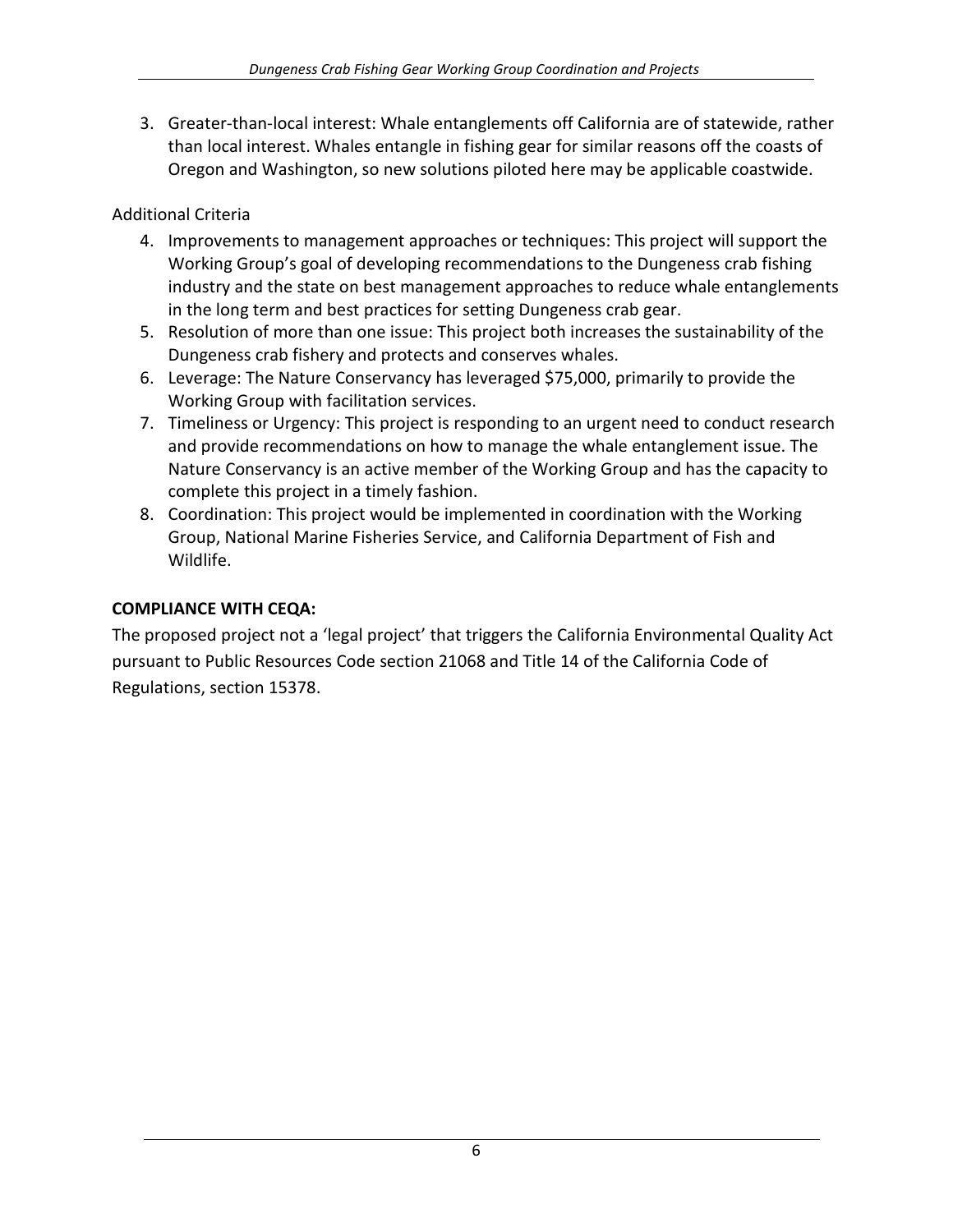3. Greater-than-local interest: Whale entanglements off California are of statewide, rather than local interest. Whales entangle in fishing gear for similar reasons off the coasts of Oregon and Washington, so new solutions piloted here may be applicable coastwide.

Additional Criteria

4. Improvements to management approaches or techniques: This project will support the Working Group's goal of developing recommendations to the Dungeness crab fishing industry and the state on best management approaches to reduce whale entanglements in the long term and best practices for setting Dungeness crab gear.
5. Resolution of more than one issue: This project both increases the sustainability of the Dungeness crab fishery and protects and conserves whales.
6. Leverage: The Nature Conservancy has leveraged $75,000, primarily to provide the Working Group with facilitation services.
7. Timeliness or Urgency: This project is responding to an urgent need to conduct research and provide recommendations on how to manage the whale entanglement issue. The Nature Conservancy is an active member of the Working Group and has the capacity to complete this project in a timely fashion.
8. Coordination: This project would be implemented in coordination with the Working Group, National Marine Fisheries Service, and California Department of Fish and Wildlife.

**COMPLIANCE WITH CEQA:**

The proposed project not a 'legal project' that triggers the California Environmental Quality Act pursuant to Public Resources Code section 21068 and Title 14 of the California Code of Regulations, section 15378.